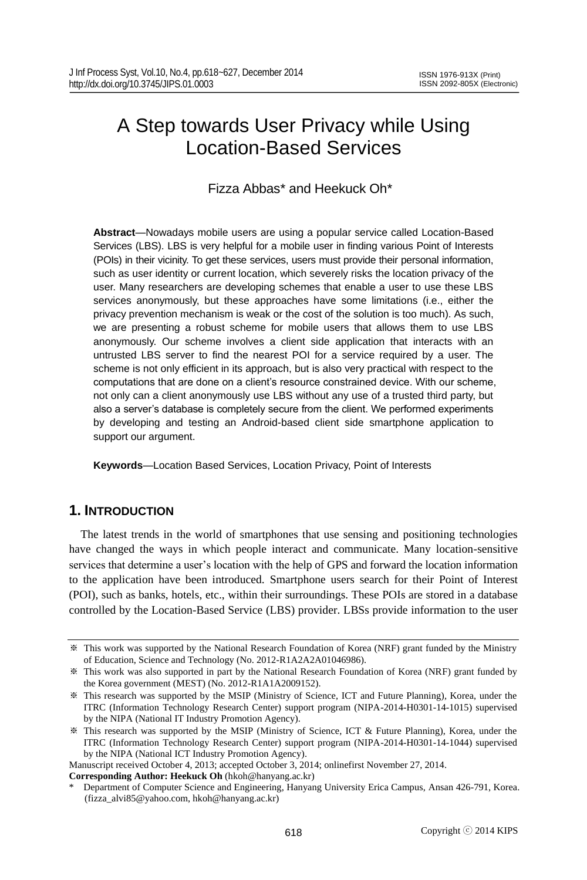# A Step towards User Privacy while Using Location-Based Services

Fizza Abbas* and Heekuck Oh*

**Abstract**—Nowadays mobile users are using a popular service called Location-Based Services (LBS). LBS is very helpful for a mobile user in finding various Point of Interests (POIs) in their vicinity. To get these services, users must provide their personal information, such as user identity or current location, which severely risks the location privacy of the user. Many researchers are developing schemes that enable a user to use these LBS services anonymously, but these approaches have some limitations (i.e., either the privacy prevention mechanism is weak or the cost of the solution is too much). As such, we are presenting a robust scheme for mobile users that allows them to use LBS anonymously. Our scheme involves a client side application that interacts with an untrusted LBS server to find the nearest POI for a service required by a user. The scheme is not only efficient in its approach, but is also very practical with respect to the computations that are done on a client's resource constrained device. With our scheme, not only can a client anonymously use LBS without any use of a trusted third party, but also a server's database is completely secure from the client. We performed experiments by developing and testing an Android-based client side smartphone application to support our argument.

**Keywords**—Location Based Services, Location Privacy, Point of Interests

## 1. Introduction

The latest trends in the world of smartphones that use sensing and positioning technologies have changed the ways in which people interact and communicate. Many location-sensitive services that determine a user's location with the help of GPS and forward the location information to the application have been introduced. Smartphone users search for their Point of Interest (POI), such as banks, hotels, etc., within their surroundings. These POIs are stored in a database controlled by the Location-Based Service (LBS) provider. LBSs provide information to the user

---

※ This work was supported by the National Research Foundation of Korea (NRF) grant funded by the Ministry of Education, Science and Technology (No. 2012-R1A2A2A01046986).

※ This work was also supported in part by the National Research Foundation of Korea (NRF) grant funded by the Korea government (MEST) (No. 2012-R1A1A2009152).

※ This research was supported by the MSIP (Ministry of Science, ICT and Future Planning), Korea, under the ITRC (Information Technology Research Center) support program (NIPA-2014-H0301-14-1015) supervised by the NIPA (National IT Industry Promotion Agency).

※ This research was supported by the MSIP (Ministry of Science, ICT & Future Planning), Korea, under the ITRC (Information Technology Research Center) support program (NIPA-2014-H0301-14-1044) supervised by the NIPA (National ICT Industry Promotion Agency).

Manuscript received October 4, 2013; accepted October 3, 2014; onlinefirst November 27, 2014.

**Corresponding Author: Heekuck Oh** (hkoh@hanyang.ac.kr)

\* Department of Computer Science and Engineering, Hanyang University Erica Campus, Ansan 426-791, Korea. (fizza_alvi85@yahoo.com, hkoh@hanyang.ac.kr)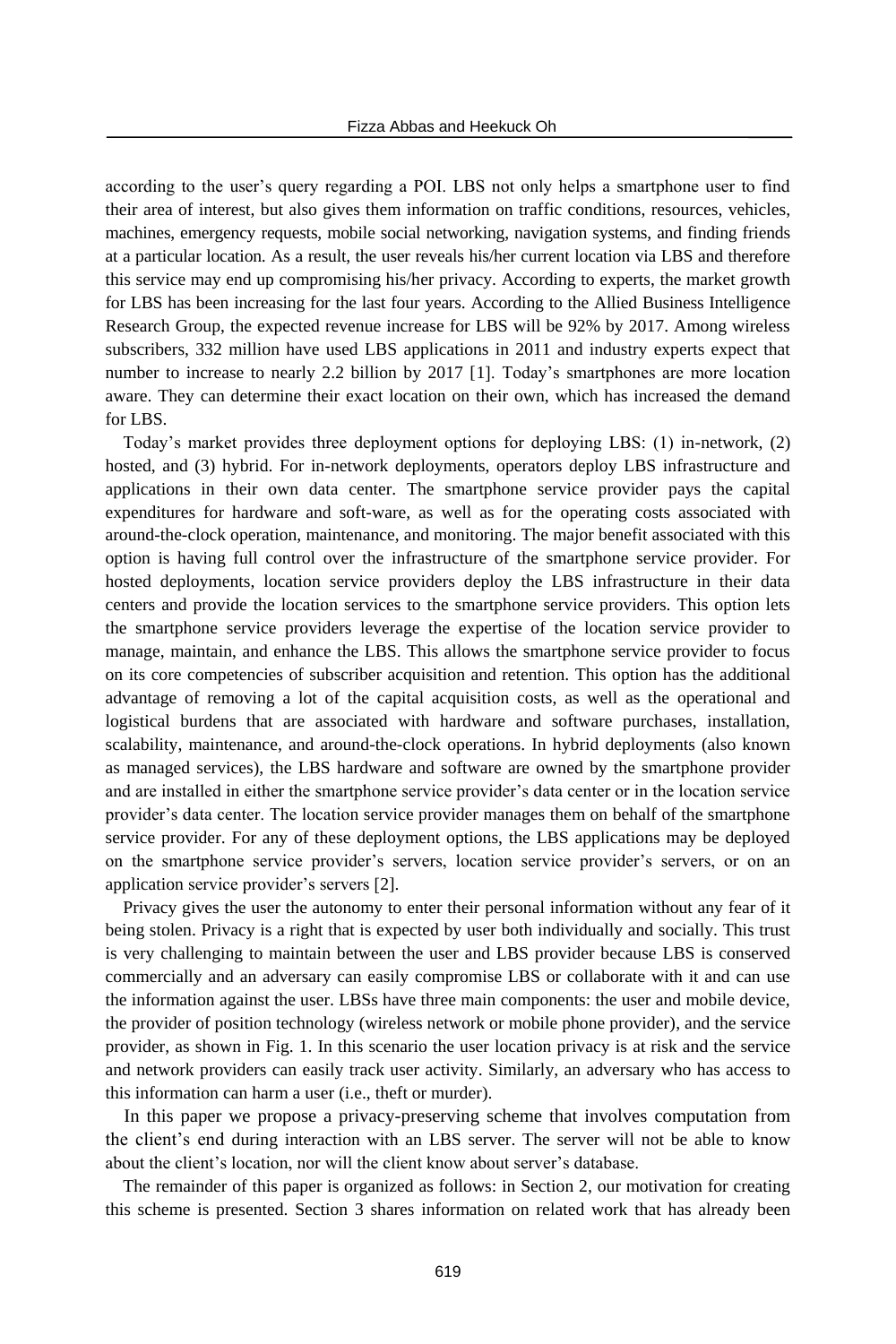according to the user's query regarding a POI. LBS not only helps a smartphone user to find their area of interest, but also gives them information on traffic conditions, resources, vehicles, machines, emergency requests, mobile social networking, navigation systems, and finding friends at a particular location. As a result, the user reveals his/her current location via LBS and therefore this service may end up compromising his/her privacy. According to experts, the market growth for LBS has been increasing for the last four years. According to the Allied Business Intelligence Research Group, the expected revenue increase for LBS will be 92% by 2017. Among wireless subscribers, 332 million have used LBS applications in 2011 and industry experts expect that number to increase to nearly 2.2 billion by 2017 [1]. Today's smartphones are more location aware. They can determine their exact location on their own, which has increased the demand for LBS.

Today's market provides three deployment options for deploying LBS: (1) in-network, (2) hosted, and (3) hybrid. For in-network deployments, operators deploy LBS infrastructure and applications in their own data center. The smartphone service provider pays the capital expenditures for hardware and soft-ware, as well as for the operating costs associated with around-the-clock operation, maintenance, and monitoring. The major benefit associated with this option is having full control over the infrastructure of the smartphone service provider. For hosted deployments, location service providers deploy the LBS infrastructure in their data centers and provide the location services to the smartphone service providers. This option lets the smartphone service providers leverage the expertise of the location service provider to manage, maintain, and enhance the LBS. This allows the smartphone service provider to focus on its core competencies of subscriber acquisition and retention. This option has the additional advantage of removing a lot of the capital acquisition costs, as well as the operational and logistical burdens that are associated with hardware and software purchases, installation, scalability, maintenance, and around-the-clock operations. In hybrid deployments (also known as managed services), the LBS hardware and software are owned by the smartphone provider and are installed in either the smartphone service provider's data center or in the location service provider's data center. The location service provider manages them on behalf of the smartphone service provider. For any of these deployment options, the LBS applications may be deployed on the smartphone service provider's servers, location service provider's servers, or on an application service provider's servers [2].

Privacy gives the user the autonomy to enter their personal information without any fear of it being stolen. Privacy is a right that is expected by user both individually and socially. This trust is very challenging to maintain between the user and LBS provider because LBS is conserved commercially and an adversary can easily compromise LBS or collaborate with it and can use the information against the user. LBSs have three main components: the user and mobile device, the provider of position technology (wireless network or mobile phone provider), and the service provider, as shown in Fig. 1. In this scenario the user location privacy is at risk and the service and network providers can easily track user activity. Similarly, an adversary who has access to this information can harm a user (i.e., theft or murder).

In this paper we propose a privacy-preserving scheme that involves computation from the client's end during interaction with an LBS server. The server will not be able to know about the client's location, nor will the client know about server's database.

The remainder of this paper is organized as follows: in Section 2, our motivation for creating this scheme is presented. Section 3 shares information on related work that has already been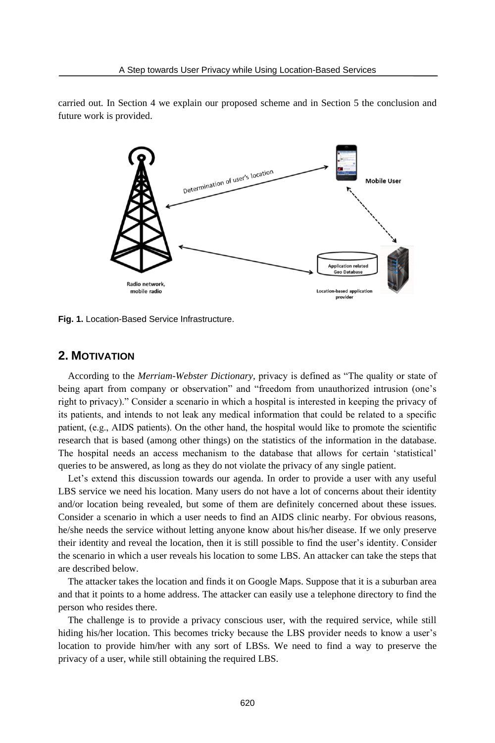carried out. In Section 4 we explain our proposed scheme and in Section 5 the conclusion and future work is provided.

**Fig. 1.** Location-Based Service Infrastructure.

## 2. MOTIVATION

According to the *Merriam-Webster Dictionary*, privacy is defined as "The quality or state of being apart from company or observation" and "freedom from unauthorized intrusion (one's right to privacy)." Consider a scenario in which a hospital is interested in keeping the privacy of its patients, and intends to not leak any medical information that could be related to a specific patient, (e.g., AIDS patients). On the other hand, the hospital would like to promote the scientific research that is based (among other things) on the statistics of the information in the database. The hospital needs an access mechanism to the database that allows for certain 'statistical' queries to be answered, as long as they do not violate the privacy of any single patient.

Let's extend this discussion towards our agenda. In order to provide a user with any useful LBS service we need his location. Many users do not have a lot of concerns about their identity and/or location being revealed, but some of them are definitely concerned about these issues. Consider a scenario in which a user needs to find an AIDS clinic nearby. For obvious reasons, he/she needs the service without letting anyone know about his/her disease. If we only preserve their identity and reveal the location, then it is still possible to find the user's identity. Consider the scenario in which a user reveals his location to some LBS. An attacker can take the steps that are described below.

The attacker takes the location and finds it on Google Maps. Suppose that it is a suburban area and that it points to a home address. The attacker can easily use a telephone directory to find the person who resides there.

The challenge is to provide a privacy conscious user, with the required service, while still hiding his/her location. This becomes tricky because the LBS provider needs to know a user's location to provide him/her with any sort of LBSs. We need to find a way to preserve the privacy of a user, while still obtaining the required LBS.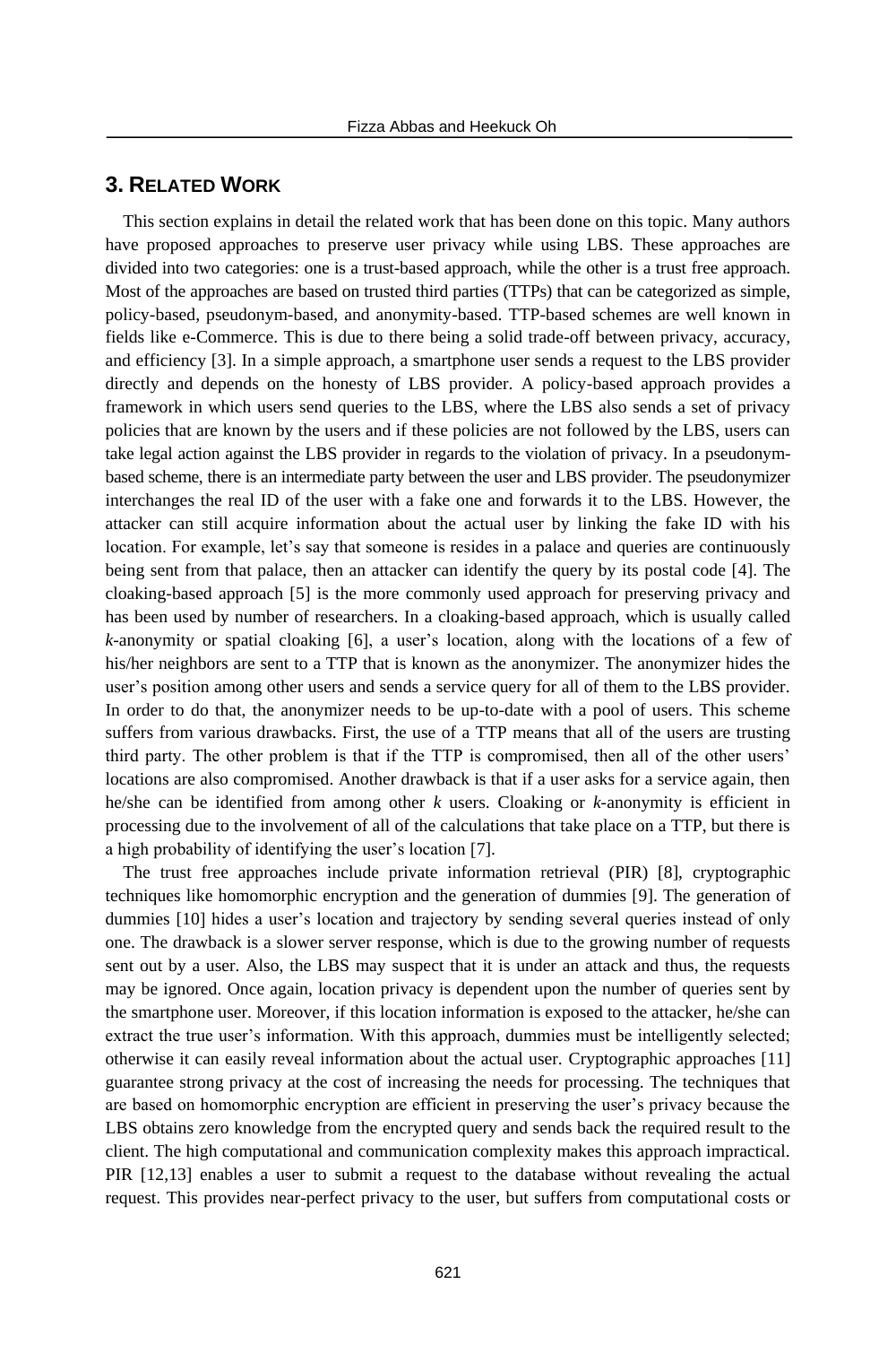## 3. RELATED WORK

This section explains in detail the related work that has been done on this topic. Many authors have proposed approaches to preserve user privacy while using LBS. These approaches are divided into two categories: one is a trust-based approach, while the other is a trust free approach. Most of the approaches are based on trusted third parties (TTPs) that can be categorized as simple, policy-based, pseudonym-based, and anonymity-based. TTP-based schemes are well known in fields like e-Commerce. This is due to there being a solid trade-off between privacy, accuracy, and efficiency [3]. In a simple approach, a smartphone user sends a request to the LBS provider directly and depends on the honesty of LBS provider. A policy-based approach provides a framework in which users send queries to the LBS, where the LBS also sends a set of privacy policies that are known by the users and if these policies are not followed by the LBS, users can take legal action against the LBS provider in regards to the violation of privacy. In a pseudonym-based scheme, there is an intermediate party between the user and LBS provider. The pseudonymizer interchanges the real ID of the user with a fake one and forwards it to the LBS. However, the attacker can still acquire information about the actual user by linking the fake ID with his location. For example, let's say that someone is resides in a palace and queries are continuously being sent from that palace, then an attacker can identify the query by its postal code [4]. The cloaking-based approach [5] is the more commonly used approach for preserving privacy and has been used by number of researchers. In a cloaking-based approach, which is usually called *k*-anonymity or spatial cloaking [6], a user's location, along with the locations of a few of his/her neighbors are sent to a TTP that is known as the anonymizer. The anonymizer hides the user's position among other users and sends a service query for all of them to the LBS provider. In order to do that, the anonymizer needs to be up-to-date with a pool of users. This scheme suffers from various drawbacks. First, the use of a TTP means that all of the users are trusting third party. The other problem is that if the TTP is compromised, then all of the other users' locations are also compromised. Another drawback is that if a user asks for a service again, then he/she can be identified from among other *k* users. Cloaking or *k*-anonymity is efficient in processing due to the involvement of all of the calculations that take place on a TTP, but there is a high probability of identifying the user's location [7].

The trust free approaches include private information retrieval (PIR) [8], cryptographic techniques like homomorphic encryption and the generation of dummies [9]. The generation of dummies [10] hides a user's location and trajectory by sending several queries instead of only one. The drawback is a slower server response, which is due to the growing number of requests sent out by a user. Also, the LBS may suspect that it is under an attack and thus, the requests may be ignored. Once again, location privacy is dependent upon the number of queries sent by the smartphone user. Moreover, if this location information is exposed to the attacker, he/she can extract the true user's information. With this approach, dummies must be intelligently selected; otherwise it can easily reveal information about the actual user. Cryptographic approaches [11] guarantee strong privacy at the cost of increasing the needs for processing. The techniques that are based on homomorphic encryption are efficient in preserving the user's privacy because the LBS obtains zero knowledge from the encrypted query and sends back the required result to the client. The high computational and communication complexity makes this approach impractical. PIR [12,13] enables a user to submit a request to the database without revealing the actual request. This provides near-perfect privacy to the user, but suffers from computational costs or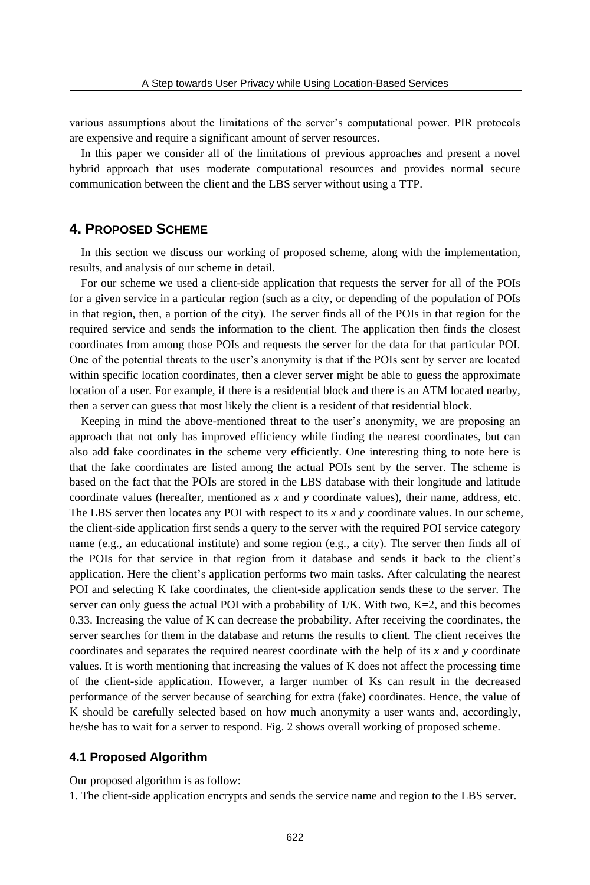various assumptions about the limitations of the server's computational power. PIR protocols are expensive and require a significant amount of server resources.

In this paper we consider all of the limitations of previous approaches and present a novel hybrid approach that uses moderate computational resources and provides normal secure communication between the client and the LBS server without using a TTP.

## 4. Proposed Scheme

In this section we discuss our working of proposed scheme, along with the implementation, results, and analysis of our scheme in detail.

For our scheme we used a client-side application that requests the server for all of the POIs for a given service in a particular region (such as a city, or depending of the population of POIs in that region, then, a portion of the city). The server finds all of the POIs in that region for the required service and sends the information to the client. The application then finds the closest coordinates from among those POIs and requests the server for the data for that particular POI. One of the potential threats to the user's anonymity is that if the POIs sent by server are located within specific location coordinates, then a clever server might be able to guess the approximate location of a user. For example, if there is a residential block and there is an ATM located nearby, then a server can guess that most likely the client is a resident of that residential block.

Keeping in mind the above-mentioned threat to the user's anonymity, we are proposing an approach that not only has improved efficiency while finding the nearest coordinates, but can also add fake coordinates in the scheme very efficiently. One interesting thing to note here is that the fake coordinates are listed among the actual POIs sent by the server. The scheme is based on the fact that the POIs are stored in the LBS database with their longitude and latitude coordinate values (hereafter, mentioned as $x$ and $y$ coordinate values), their name, address, etc. The LBS server then locates any POI with respect to its $x$ and $y$ coordinate values. In our scheme, the client-side application first sends a query to the server with the required POI service category name (e.g., an educational institute) and some region (e.g., a city). The server then finds all of the POIs for that service in that region from it database and sends it back to the client's application. Here the client's application performs two main tasks. After calculating the nearest POI and selecting K fake coordinates, the client-side application sends these to the server. The server can only guess the actual POI with a probability of 1/K. With two, K=2, and this becomes 0.33. Increasing the value of K can decrease the probability. After receiving the coordinates, the server searches for them in the database and returns the results to client. The client receives the coordinates and separates the required nearest coordinate with the help of its $x$ and $y$ coordinate values. It is worth mentioning that increasing the values of K does not affect the processing time of the client-side application. However, a larger number of Ks can result in the decreased performance of the server because of searching for extra (fake) coordinates. Hence, the value of K should be carefully selected based on how much anonymity a user wants and, accordingly, he/she has to wait for a server to respond. Fig. 2 shows overall working of proposed scheme.

### 4.1 Proposed Algorithm

Our proposed algorithm is as follow:

1. The client-side application encrypts and sends the service name and region to the LBS server.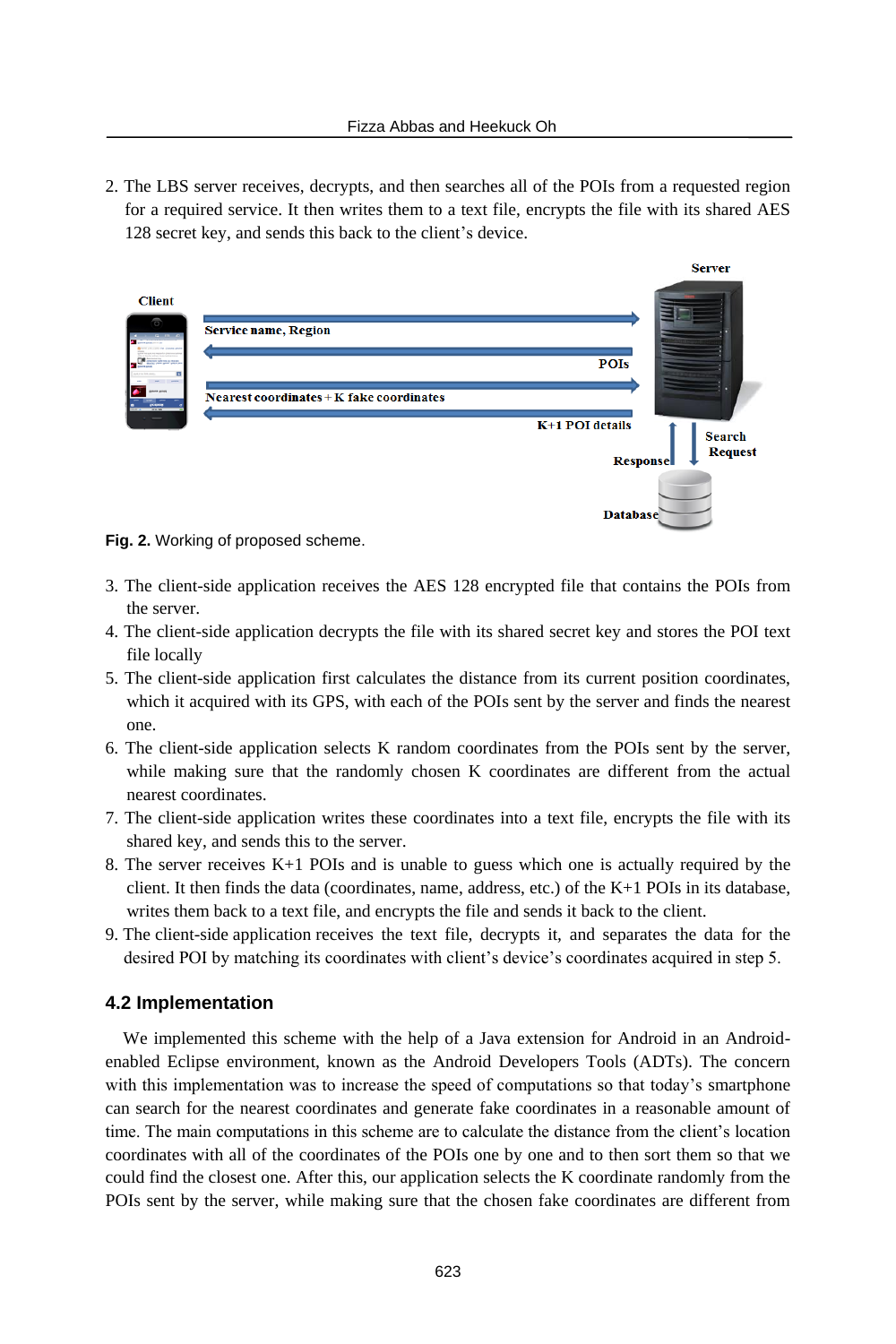2. The LBS server receives, decrypts, and then searches all of the POIs from a requested region for a required service. It then writes them to a text file, encrypts the file with its shared AES 128 secret key, and sends this back to the client's device.

**Fig. 2.** Working of proposed scheme.

3. The client-side application receives the AES 128 encrypted file that contains the POIs from the server.
4. The client-side application decrypts the file with its shared secret key and stores the POI text file locally
5. The client-side application first calculates the distance from its current position coordinates, which it acquired with its GPS, with each of the POIs sent by the server and finds the nearest one.
6. The client-side application selects K random coordinates from the POIs sent by the server, while making sure that the randomly chosen K coordinates are different from the actual nearest coordinates.
7. The client-side application writes these coordinates into a text file, encrypts the file with its shared key, and sends this to the server.
8. The server receives K+1 POIs and is unable to guess which one is actually required by the client. It then finds the data (coordinates, name, address, etc.) of the K+1 POIs in its database, writes them back to a text file, and encrypts the file and sends it back to the client.
9. The client-side application receives the text file, decrypts it, and separates the data for the desired POI by matching its coordinates with client's device's coordinates acquired in step 5.

### 4.2 Implementation

We implemented this scheme with the help of a Java extension for Android in an Android-enabled Eclipse environment, known as the Android Developers Tools (ADTs). The concern with this implementation was to increase the speed of computations so that today's smartphone can search for the nearest coordinates and generate fake coordinates in a reasonable amount of time. The main computations in this scheme are to calculate the distance from the client's location coordinates with all of the coordinates of the POIs one by one and to then sort them so that we could find the closest one. After this, our application selects the K coordinate randomly from the POIs sent by the server, while making sure that the chosen fake coordinates are different from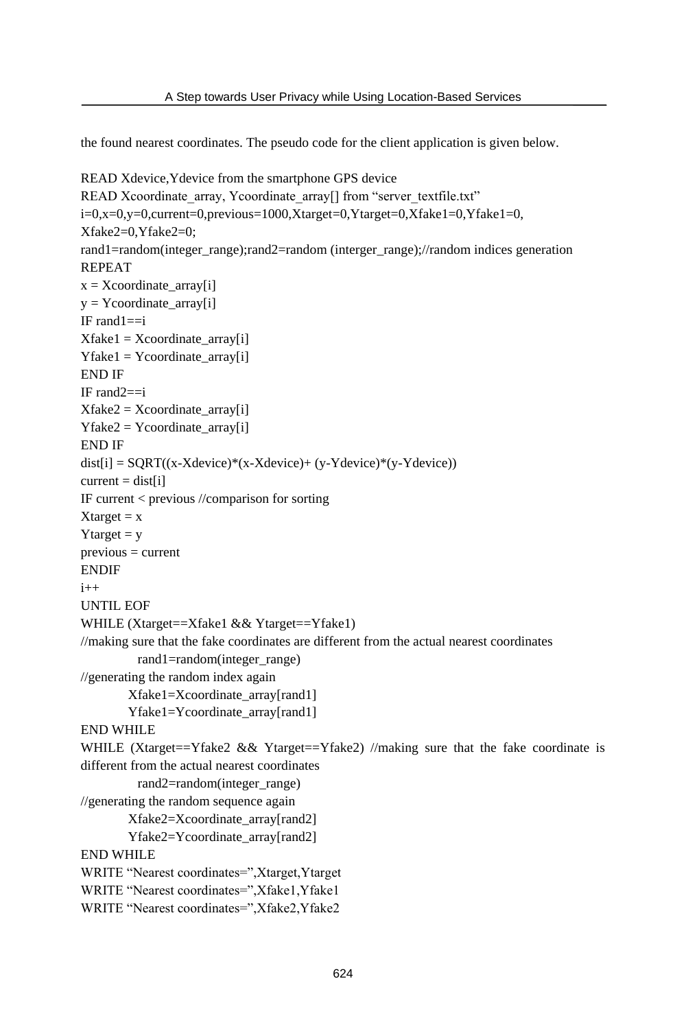the found nearest coordinates. The pseudo code for the client application is given below.

```
READ Xdevice,Ydevice from the smartphone GPS device
READ Xcoordinate_array, Ycoordinate_array[] from "server_textfile.txt"
i=0,x=0,y=0,current=0,previous=1000,Xtarget=0,Ytarget=0,Xfake1=0,Yfake1=0,
Xfake2=0,Yfake2=0;
rand1=random(integer_range);rand2=random (interger_range);//random indices generation
REPEAT
x = Xcoordinate_array[i]
y = Ycoordinate_array[i]
IF rand1==i
Xfake1 = Xcoordinate_array[i]
Yfake1 = Ycoordinate_array[i]
END IF
IF rand2==i
Xfake2 = Xcoordinate_array[i]
Yfake2 = Ycoordinate_array[i]
END IF
dist[i] = SQRT((x-Xdevice)*(x-Xdevice)+ (y-Ydevice)*(y-Ydevice))
current = dist[i]
IF current < previous //comparison for sorting
Xtarget = x
Ytarget = y
previous = current
ENDIF
i++
UNTIL EOF
WHILE (Xtarget==Xfake1 && Ytarget==Yfake1)
//making sure that the fake coordinates are different from the actual nearest coordinates
        rand1=random(integer_range)
//generating the random index again
        Xfake1=Xcoordinate_array[rand1]
        Yfake1=Ycoordinate_array[rand1]
END WHILE
WHILE (Xtarget==Yfake2 && Ytarget==Yfake2) //making sure that the fake coordinate is different from the actual nearest coordinates
        rand2=random(integer_range)
//generating the random sequence again
        Xfake2=Xcoordinate_array[rand2]
        Yfake2=Ycoordinate_array[rand2]
END WHILE
WRITE "Nearest coordinates=",Xtarget,Ytarget
WRITE "Nearest coordinates=",Xfake1,Yfake1
WRITE "Nearest coordinates=",Xfake2,Yfake2
```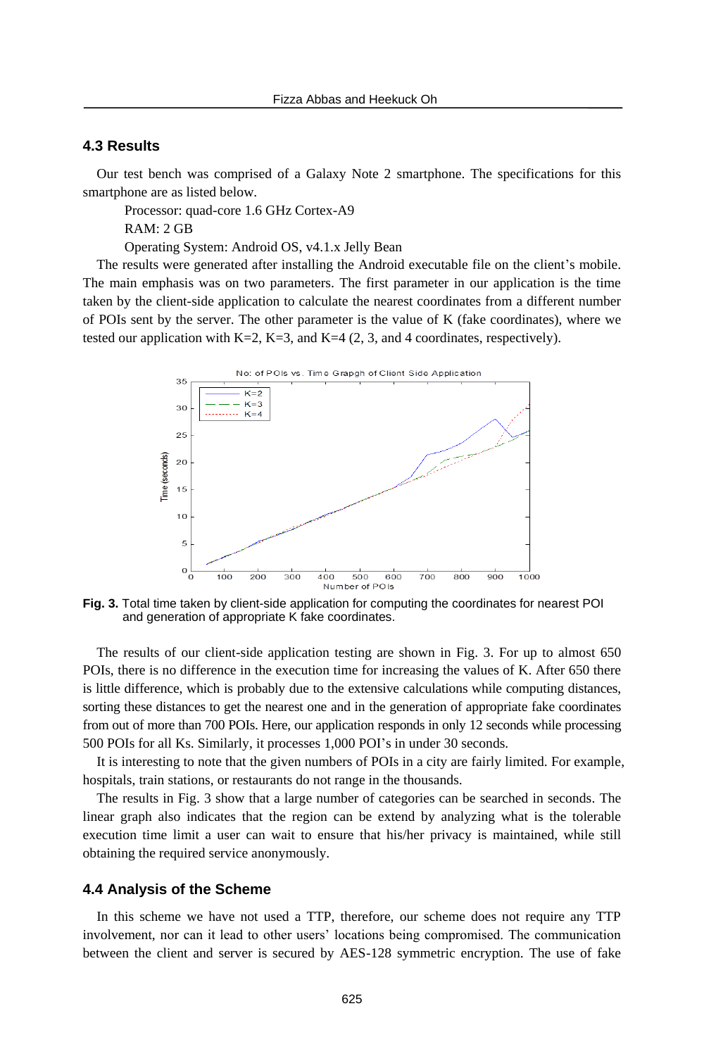### 4.3 Results

Our test bench was comprised of a Galaxy Note 2 smartphone. The specifications for this smartphone are as listed below.

Processor: quad-core 1.6 GHz Cortex-A9

RAM: 2 GB

Operating System: Android OS, v4.1.x Jelly Bean

The results were generated after installing the Android executable file on the client's mobile. The main emphasis was on two parameters. The first parameter in our application is the time taken by the client-side application to calculate the nearest coordinates from a different number of POIs sent by the server. The other parameter is the value of K (fake coordinates), where we tested our application with K=2, K=3, and K=4 (2, 3, and 4 coordinates, respectively).

**Fig. 3.** Total time taken by client-side application for computing the coordinates for nearest POI and generation of appropriate K fake coordinates.

The results of our client-side application testing are shown in Fig. 3. For up to almost 650 POIs, there is no difference in the execution time for increasing the values of K. After 650 there is little difference, which is probably due to the extensive calculations while computing distances, sorting these distances to get the nearest one and in the generation of appropriate fake coordinates from out of more than 700 POIs. Here, our application responds in only 12 seconds while processing 500 POIs for all Ks. Similarly, it processes 1,000 POI's in under 30 seconds.

It is interesting to note that the given numbers of POIs in a city are fairly limited. For example, hospitals, train stations, or restaurants do not range in the thousands.

The results in Fig. 3 show that a large number of categories can be searched in seconds. The linear graph also indicates that the region can be extend by analyzing what is the tolerable execution time limit a user can wait to ensure that his/her privacy is maintained, while still obtaining the required service anonymously.

### 4.4 Analysis of the Scheme

In this scheme we have not used a TTP, therefore, our scheme does not require any TTP involvement, nor can it lead to other users' locations being compromised. The communication between the client and server is secured by AES-128 symmetric encryption. The use of fake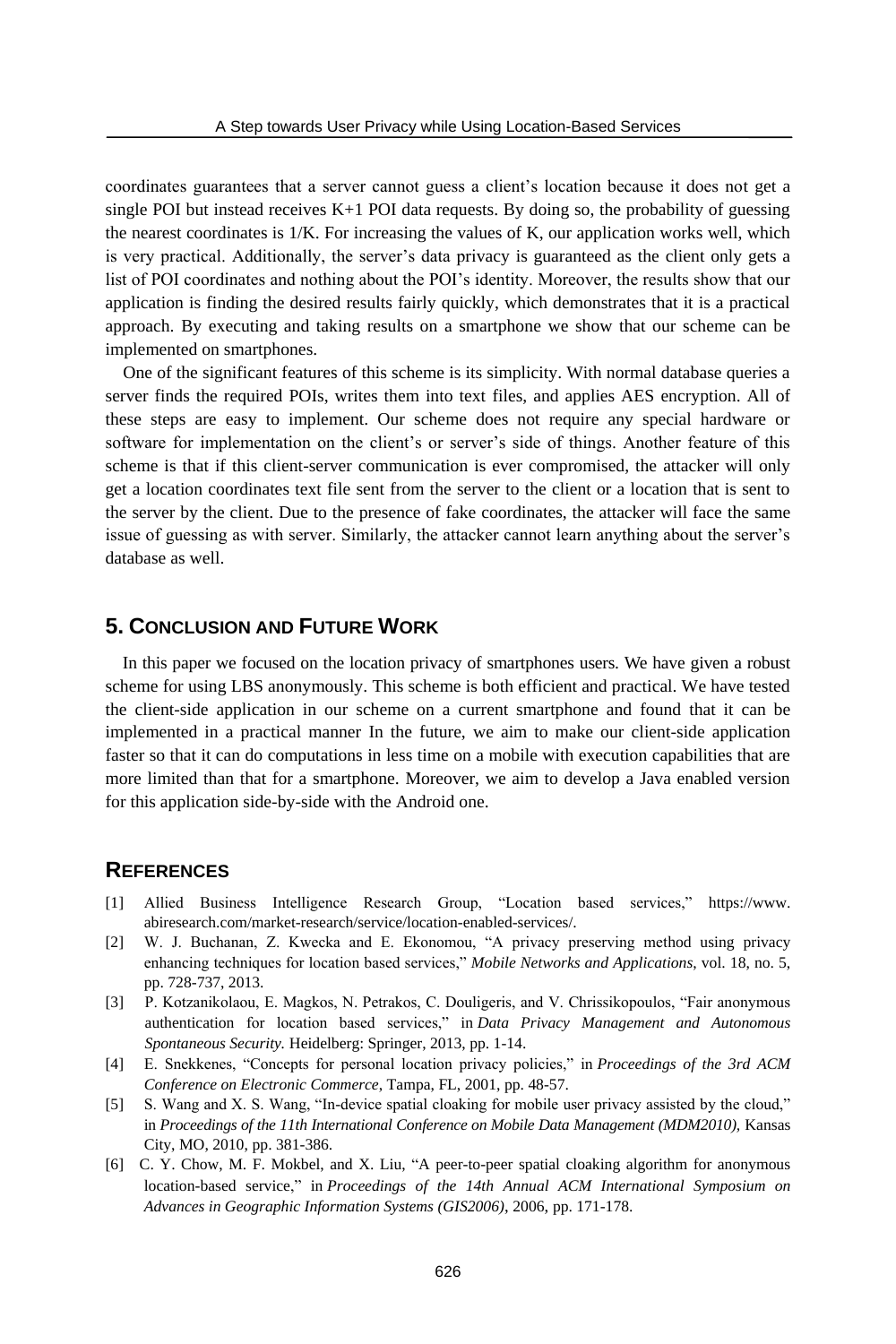coordinates guarantees that a server cannot guess a client's location because it does not get a single POI but instead receives K+1 POI data requests. By doing so, the probability of guessing the nearest coordinates is 1/K. For increasing the values of K, our application works well, which is very practical. Additionally, the server's data privacy is guaranteed as the client only gets a list of POI coordinates and nothing about the POI's identity. Moreover, the results show that our application is finding the desired results fairly quickly, which demonstrates that it is a practical approach. By executing and taking results on a smartphone we show that our scheme can be implemented on smartphones.

One of the significant features of this scheme is its simplicity. With normal database queries a server finds the required POIs, writes them into text files, and applies AES encryption. All of these steps are easy to implement. Our scheme does not require any special hardware or software for implementation on the client's or server's side of things. Another feature of this scheme is that if this client-server communication is ever compromised, the attacker will only get a location coordinates text file sent from the server to the client or a location that is sent to the server by the client. Due to the presence of fake coordinates, the attacker will face the same issue of guessing as with server. Similarly, the attacker cannot learn anything about the server's database as well.

## 5. Conclusion and Future Work

In this paper we focused on the location privacy of smartphones users. We have given a robust scheme for using LBS anonymously. This scheme is both efficient and practical. We have tested the client-side application in our scheme on a current smartphone and found that it can be implemented in a practical manner In the future, we aim to make our client-side application faster so that it can do computations in less time on a mobile with execution capabilities that are more limited than that for a smartphone. Moreover, we aim to develop a Java enabled version for this application side-by-side with the Android one.

## References

[1] Allied Business Intelligence Research Group, "Location based services," https://www.abiresearch.com/market-research/service/location-enabled-services/.

[2] W. J. Buchanan, Z. Kwecka and E. Ekonomou, "A privacy preserving method using privacy enhancing techniques for location based services," *Mobile Networks and Applications*, vol. 18, no. 5, pp. 728-737, 2013.

[3] P. Kotzanikolaou, E. Magkos, N. Petrakos, C. Douligeris, and V. Chrissikopoulos, "Fair anonymous authentication for location based services," in *Data Privacy Management and Autonomous Spontaneous Security*. Heidelberg: Springer, 2013, pp. 1-14.

[4] E. Snekkenes, "Concepts for personal location privacy policies," in *Proceedings of the 3rd ACM Conference on Electronic Commerce*, Tampa, FL, 2001, pp. 48-57.

[5] S. Wang and X. S. Wang, "In-device spatial cloaking for mobile user privacy assisted by the cloud," in *Proceedings of the 11th International Conference on Mobile Data Management (MDM2010)*, Kansas City, MO, 2010, pp. 381-386.

[6] C. Y. Chow, M. F. Mokbel, and X. Liu, "A peer-to-peer spatial cloaking algorithm for anonymous location-based service," in *Proceedings of the 14th Annual ACM International Symposium on Advances in Geographic Information Systems (GIS2006)*, 2006, pp. 171-178.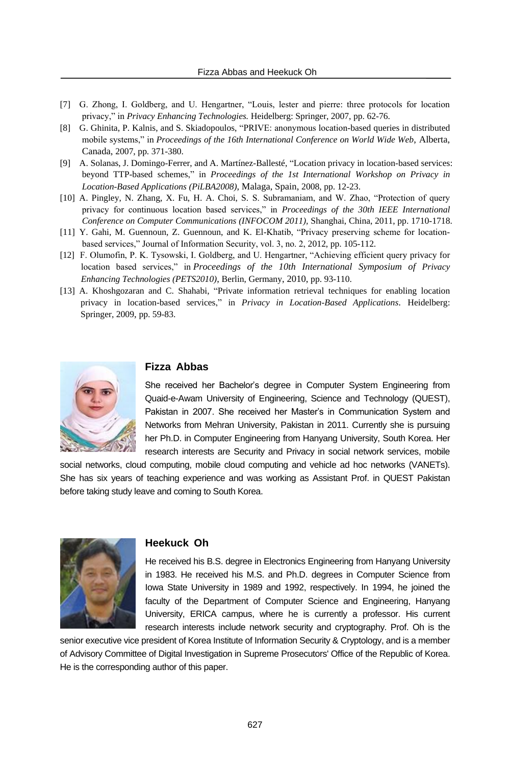[7] G. Zhong, I. Goldberg, and U. Hengartner, "Louis, lester and pierre: three protocols for location privacy," in *Privacy Enhancing Technologies.* Heidelberg: Springer, 2007, pp. 62-76.

[8] G. Ghinita, P. Kalnis, and S. Skiadopoulos, "PRIVE: anonymous location-based queries in distributed mobile systems," in *Proceedings of the 16th International Conference on World Wide Web*, Alberta, Canada, 2007, pp. 371-380.

[9] A. Solanas, J. Domingo-Ferrer, and A. Martínez-Ballesté, "Location privacy in location-based services: beyond TTP-based schemes," in *Proceedings of the 1st International Workshop on Privacy in Location-Based Applications (PiLBA2008)*, Malaga, Spain, 2008, pp. 12-23.

[10] A. Pingley, N. Zhang, X. Fu, H. A. Choi, S. S. Subramaniam, and W. Zhao, "Protection of query privacy for continuous location based services," in *Proceedings of the 30th IEEE International Conference on Computer Communications (INFOCOM 2011)*, Shanghai, China, 2011, pp. 1710-1718.

[11] Y. Gahi, M. Guennoun, Z. Guennoun, and K. El-Khatib, "Privacy preserving scheme for location-based services," Journal of Information Security, vol. 3, no. 2, 2012, pp. 105-112.

[12] F. Olumofin, P. K. Tysowski, I. Goldberg, and U. Hengartner, "Achieving efficient query privacy for location based services," in *Proceedings of the 10th International Symposium of Privacy Enhancing Technologies (PETS2010)*, Berlin, Germany, 2010, pp. 93-110.

[13] A. Khoshgozaran and C. Shahabi, "Private information retrieval techniques for enabling location privacy in location-based services," in *Privacy in Location-Based Applications*. Heidelberg: Springer, 2009, pp. 59-83.

**Fizza Abbas**

She received her Bachelor's degree in Computer System Engineering from Quaid-e-Awam University of Engineering, Science and Technology (QUEST), Pakistan in 2007. She received her Master's in Communication System and Networks from Mehran University, Pakistan in 2011. Currently she is pursuing her Ph.D. in Computer Engineering from Hanyang University, South Korea. Her research interests are Security and Privacy in social network services, mobile social networks, cloud computing, mobile cloud computing and vehicle ad hoc networks (VANETs). She has six years of teaching experience and was working as Assistant Prof. in QUEST Pakistan before taking study leave and coming to South Korea.

**Heekuck Oh**

He received his B.S. degree in Electronics Engineering from Hanyang University in 1983. He received his M.S. and Ph.D. degrees in Computer Science from Iowa State University in 1989 and 1992, respectively. In 1994, he joined the faculty of the Department of Computer Science and Engineering, Hanyang University, ERICA campus, where he is currently a professor. His current research interests include network security and cryptography. Prof. Oh is the senior executive vice president of Korea Institute of Information Security & Cryptology, and is a member of Advisory Committee of Digital Investigation in Supreme Prosecutors' Office of the Republic of Korea. He is the corresponding author of this paper.